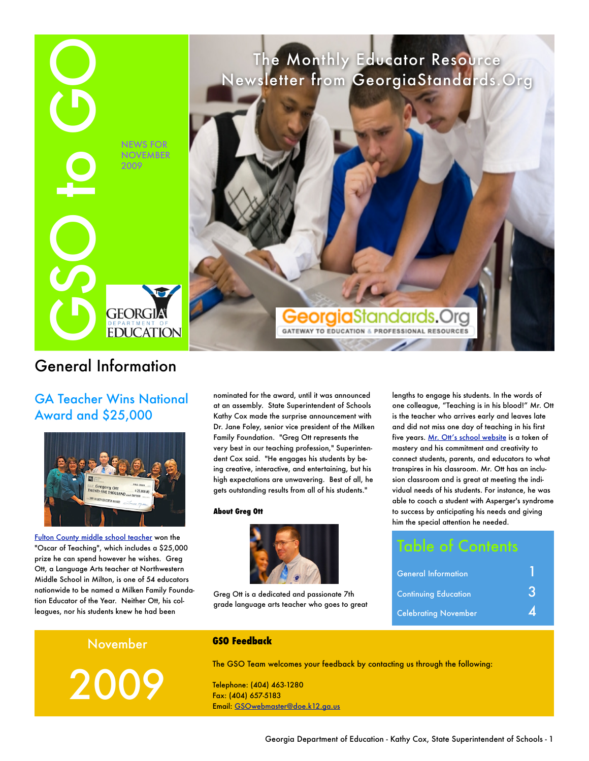# GSO to GO

NEWS FOR NOVEMBER 2009

The Monthly Educator Resource Newsletter from GeorgiaStandards.Org

GeorgiaStandards.Org
GATEWAY TO EDUCATION & PROFESSIONAL RESOURCES

GEORGIA DEPARTMENT OF EDUCATION

## General Information

### GA Teacher Wins National Award and $25,000

Fulton County middle school teacher won the "Oscar of Teaching", which includes a $25,000 prize he can spend however he wishes. Greg Ott, a Language Arts teacher at Northwestern Middle School in Milton, is one of 54 educators nationwide to be named a Milken Family Foundation Educator of the Year. Neither Ott, his colleagues, nor his students knew he had been nominated for the award, until it was announced at an assembly. State Superintendent of Schools Kathy Cox made the surprise announcement with Dr. Jane Foley, senior vice president of the Milken Family Foundation. "Greg Ott represents the very best in our teaching profession," Superintendent Cox said. "He engages his students by being creative, interactive, and entertaining, but his high expectations are unwavering. Best of all, he gets outstanding results from all of his students."

**About Greg Ott**

Greg Ott is a dedicated and passionate 7th grade language arts teacher who goes to great lengths to engage his students. In the words of one colleague, "Teaching is in his blood!" Mr. Ott is the teacher who arrives early and leaves late and did not miss one day of teaching in his first five years. Mr. Ott's school website is a token of mastery and his commitment and creativity to connect students, parents, and educators to what transpires in his classroom. Mr. Ott has an inclusion classroom and is great at meeting the individual needs of his students. For instance, he was able to coach a student with Asperger's syndrome to success by anticipating his needs and giving him the special attention he needed.

### Table of Contents

| | |
|---|---|
| General Information | 1 |
| Continuing Education | 3 |
| Celebrating November | 4 |

November 2009

**GSO Feedback**

The GSO Team welcomes your feedback by contacting us through the following:

Telephone: (404) 463-1280
Fax: (404) 657-5183
Email: GSOwebmaster@doe.k12.ga.us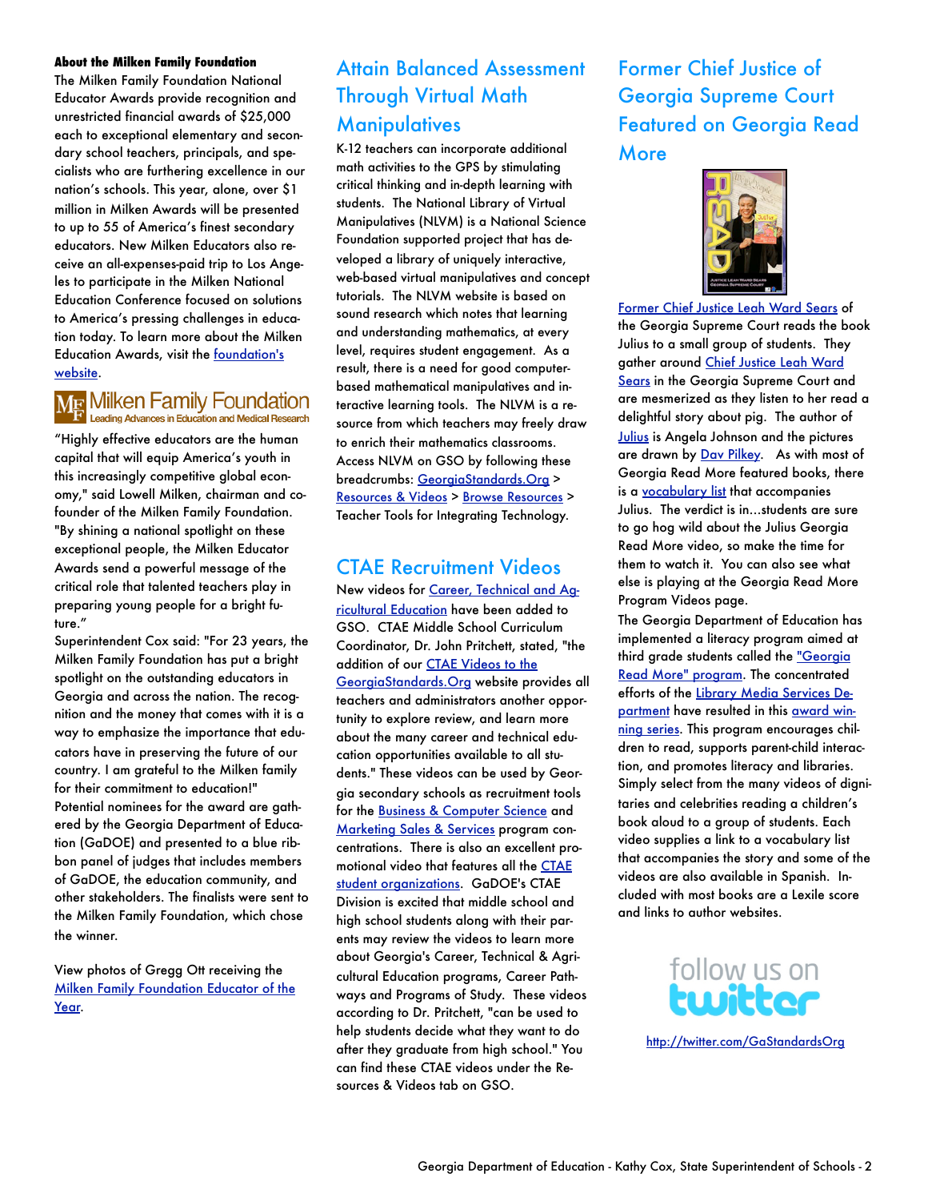**About the Milken Family Foundation**

The Milken Family Foundation National Educator Awards provide recognition and unrestricted financial awards of $25,000 each to exceptional elementary and secondary school teachers, principals, and specialists who are furthering excellence in our nation's schools. This year, alone, over $1 million in Milken Awards will be presented to up to 55 of America's finest secondary educators. New Milken Educators also receive an all-expenses-paid trip to Los Angeles to participate in the Milken National Education Conference focused on solutions to America's pressing challenges in education today. To learn more about the Milken Education Awards, visit the foundation's website.

Milken Family Foundation
Leading Advances in Education and Medical Research

"Highly effective educators are the human capital that will equip America's youth in this increasingly competitive global economy," said Lowell Milken, chairman and co-founder of the Milken Family Foundation. "By shining a national spotlight on these exceptional people, the Milken Educator Awards send a powerful message of the critical role that talented teachers play in preparing young people for a bright future."

Superintendent Cox said: "For 23 years, the Milken Family Foundation has put a bright spotlight on the outstanding educators in Georgia and across the nation. The recognition and the money that comes with it is a way to emphasize the importance that educators have in preserving the future of our country. I am grateful to the Milken family for their commitment to education!"

Potential nominees for the award are gathered by the Georgia Department of Education (GaDOE) and presented to a blue ribbon panel of judges that includes members of GaDOE, the education community, and other stakeholders. The finalists were sent to the Milken Family Foundation, which chose the winner.

View photos of Gregg Ott receiving the Milken Family Foundation Educator of the Year.

## Attain Balanced Assessment Through Virtual Math Manipulatives

K-12 teachers can incorporate additional math activities to the GPS by stimulating critical thinking and in-depth learning with students. The National Library of Virtual Manipulatives (NLVM) is a National Science Foundation supported project that has developed a library of uniquely interactive, web-based virtual manipulatives and concept tutorials. The NLVM website is based on sound research which notes that learning and understanding mathematics, at every level, requires student engagement. As a result, there is a need for good computer-based mathematical manipulatives and interactive learning tools. The NLVM is a resource from which teachers may freely draw to enrich their mathematics classrooms. Access NLVM on GSO by following these breadcrumbs: GeorgiaStandards.Org > Resources & Videos > Browse Resources > Teacher Tools for Integrating Technology.

## CTAE Recruitment Videos

New videos for Career, Technical and Agricultural Education have been added to GSO. CTAE Middle School Curriculum Coordinator, Dr. John Pritchett, stated, "the addition of our CTAE Videos to the GeorgiaStandards.Org website provides all teachers and administrators another opportunity to explore review, and learn more about the many career and technical education opportunities available to all students." These videos can be used by Georgia secondary schools as recruitment tools for the Business & Computer Science and Marketing Sales & Services program concentrations. There is also an excellent promotional video that features all the CTAE student organizations. GaDOE's CTAE Division is excited that middle school and high school students along with their parents may review the videos to learn more about Georgia's Career, Technical & Agricultural Education programs, Career Pathways and Programs of Study. These videos according to Dr. Pritchett, "can be used to help students decide what they want to do after they graduate from high school." You can find these CTAE videos under the Resources & Videos tab on GSO.

## Former Chief Justice of Georgia Supreme Court Featured on Georgia Read More

Former Chief Justice Leah Ward Sears of the Georgia Supreme Court reads the book Julius to a small group of students. They gather around Chief Justice Leah Ward Sears in the Georgia Supreme Court and are mesmerized as they listen to her read a delightful story about pig. The author of Julius is Angela Johnson and the pictures are drawn by Dav Pilkey. As with most of Georgia Read More featured books, there is a vocabulary list that accompanies Julius. The verdict is in...students are sure to go hog wild about the Julius Georgia Read More video, so make the time for them to watch it. You can also see what else is playing at the Georgia Read More Program Videos page.

The Georgia Department of Education has implemented a literacy program aimed at third grade students called the "Georgia Read More" program. The concentrated efforts of the Library Media Services Department have resulted in this award winning series. This program encourages children to read, supports parent-child interaction, and promotes literacy and libraries. Simply select from the many videos of dignitaries and celebrities reading a children's book aloud to a group of students. Each video supplies a link to a vocabulary list that accompanies the story and some of the videos are also available in Spanish. Included with most books are a Lexile score and links to author websites.

follow us on twitter

http://twitter.com/GaStandardsOrg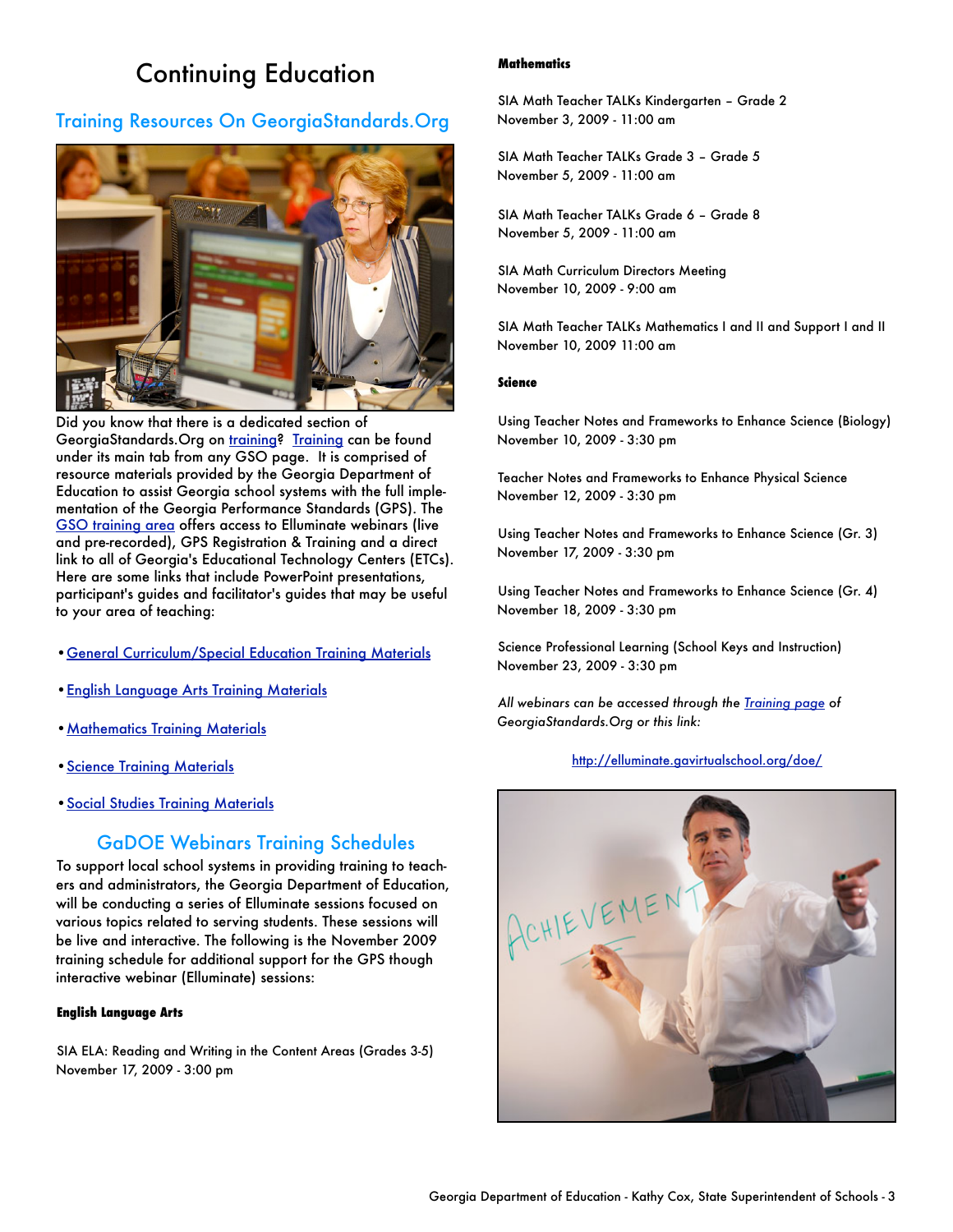# Continuing Education

## Training Resources On GeorgiaStandards.Org

Did you know that there is a dedicated section of GeorgiaStandards.Org on training? Training can be found under its main tab from any GSO page. It is comprised of resource materials provided by the Georgia Department of Education to assist Georgia school systems with the full implementation of the Georgia Performance Standards (GPS). The GSO training area offers access to Elluminate webinars (live and pre-recorded), GPS Registration & Training and a direct link to all of Georgia's Educational Technology Centers (ETCs). Here are some links that include PowerPoint presentations, participant's guides and facilitator's guides that may be useful to your area of teaching:

- General Curriculum/Special Education Training Materials
- English Language Arts Training Materials
- Mathematics Training Materials
- Science Training Materials
- Social Studies Training Materials

## GaDOE Webinars Training Schedules

To support local school systems in providing training to teachers and administrators, the Georgia Department of Education, will be conducting a series of Elluminate sessions focused on various topics related to serving students. These sessions will be live and interactive. The following is the November 2009 training schedule for additional support for the GPS though interactive webinar (Elluminate) sessions:

**English Language Arts**

SIA ELA: Reading and Writing in the Content Areas (Grades 3-5)
November 17, 2009 - 3:00 pm

**Mathematics**

SIA Math Teacher TALKs Kindergarten – Grade 2
November 3, 2009 - 11:00 am

SIA Math Teacher TALKs Grade 3 – Grade 5
November 5, 2009 - 11:00 am

SIA Math Teacher TALKs Grade 6 – Grade 8
November 5, 2009 - 11:00 am

SIA Math Curriculum Directors Meeting
November 10, 2009 - 9:00 am

SIA Math Teacher TALKs Mathematics I and II and Support I and II
November 10, 2009 11:00 am

**Science**

Using Teacher Notes and Frameworks to Enhance Science (Biology)
November 10, 2009 - 3:30 pm

Teacher Notes and Frameworks to Enhance Physical Science
November 12, 2009 - 3:30 pm

Using Teacher Notes and Frameworks to Enhance Science (Gr. 3)
November 17, 2009 - 3:30 pm

Using Teacher Notes and Frameworks to Enhance Science (Gr. 4)
November 18, 2009 - 3:30 pm

Science Professional Learning (School Keys and Instruction)
November 23, 2009 - 3:30 pm

*All webinars can be accessed through the Training page of GeorgiaStandards.Org or this link:*

http://elluminate.gavirtualschool.org/doe/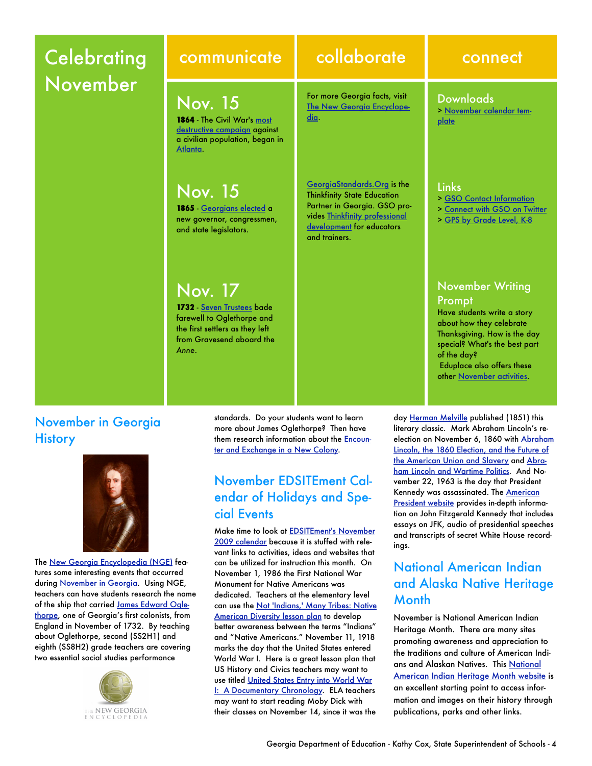# Celebrating November

## communicate

### Nov. 15

**1864** - The Civil War's most destructive campaign against a civilian population, began in Atlanta.

### Nov. 15

**1865** - Georgians elected a new governor, congressmen, and state legislators.

### Nov. 17

**1732** - Seven Trustees bade farewell to Oglethorpe and the first settlers as they left from Gravesend aboard the *Anne*.

## collaborate

For more Georgia facts, visit The New Georgia Encyclopedia.

GeorgiaStandards.Org is the Thinkfinity State Education Partner in Georgia. GSO provides Thinkfinity professional development for educators and trainers.

## connect

### Downloads

> November calendar template

### Links

> GSO Contact Information
> Connect with GSO on Twitter
> GPS by Grade Level, K-8

### November Writing Prompt

Have students write a story about how they celebrate Thanksgiving. How is the day special? What's the best part of the day?

Eduplace also offers these other November activities.

## November in Georgia History

The New Georgia Encyclopedia (NGE) features some interesting events that occurred during November in Georgia. Using NGE, teachers can have students research the name of the ship that carried James Edward Oglethorpe, one of Georgia's first colonists, from England in November of 1732. By teaching about Oglethorpe, second (SS2H1) and eighth (SS8H2) grade teachers are covering two essential social studies performance standards. Do your students want to learn more about James Oglethorpe? Then have them research information about the Encounter and Exchange in a New Colony.

## November EDSITEment Calendar of Holidays and Special Events

Make time to look at EDSITEment's November 2009 calendar because it is stuffed with relevant links to activities, ideas and websites that can be utilized for instruction this month. On November 1, 1986 the First National War Monument for Native Americans was dedicated. Teachers at the elementary level can use the Not 'Indians,' Many Tribes: Native American Diversity lesson plan to develop better awareness between the terms "Indians" and "Native Americans." November 11, 1918 marks the day that the United States entered World War I. Here is a great lesson plan that US History and Civics teachers may want to use titled United States Entry into World War I: A Documentary Chronology. ELA teachers may want to start reading Moby Dick with their classes on November 14, since it was the day Herman Melville published (1851) this literary classic. Mark Abraham Lincoln's reelection on November 6, 1860 with Abraham Lincoln, the 1860 Election, and the Future of the American Union and Slavery and Abraham Lincoln and Wartime Politics. And November 22, 1963 is the day that President Kennedy was assassinated. The American President website provides in-depth information on John Fitzgerald Kennedy that includes essays on JFK, audio of presidential speeches and transcripts of secret White House recordings.

## National American Indian and Alaska Native Heritage Month

November is National American Indian Heritage Month. There are many sites promoting awareness and appreciation to the traditions and culture of American Indians and Alaskan Natives. This National American Indian Heritage Month website is an excellent starting point to access information and images on their history through publications, parks and other links.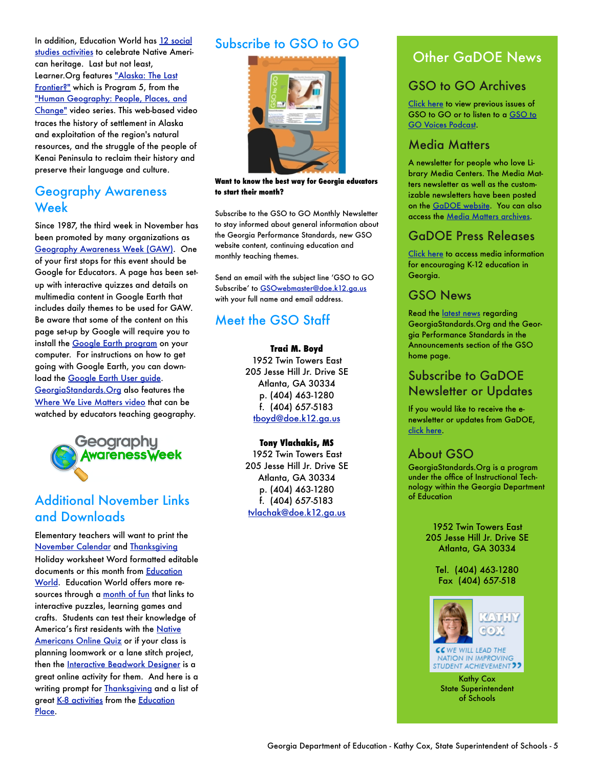In addition, Education World has 12 social studies activities to celebrate Native American heritage. Last but not least, Learner.Org features "Alaska: The Last Frontier?" which is Program 5, from the "Human Geography: People, Places, and Change" video series. This web-based video traces the history of settlement in Alaska and exploitation of the region's natural resources, and the struggle of the people of Kenai Peninsula to reclaim their history and preserve their language and culture.

## Geography Awareness Week

Since 1987, the third week in November has been promoted by many organizations as Geography Awareness Week (GAW). One of your first stops for this event should be Google for Educators. A page has been set-up with interactive quizzes and details on multimedia content in Google Earth that includes daily themes to be used for GAW. Be aware that some of the content on this page set-up by Google will require you to install the Google Earth program on your computer. For instructions on how to get going with Google Earth, you can download the Google Earth User guide. GeorgiaStandards.Org also features the Where We Live Matters video that can be watched by educators teaching geography.

Geography Awareness Week

## Additional November Links and Downloads

Elementary teachers will want to print the November Calendar and Thanksgiving Holiday worksheet Word formatted editable documents or this month from Education World. Education World offers more resources through a month of fun that links to interactive puzzles, learning games and crafts. Students can test their knowledge of America's first residents with the Native Americans Online Quiz or if your class is planning loomwork or a lane stitch project, then the Interactive Beadwork Designer is a great online activity for them. And here is a writing prompt for Thanksgiving and a list of great K-8 activities from the Education Place.

## Subscribe to GSO to GO

**Want to know the best way for Georgia educators to start their month?**

Subscribe to the GSO to GO Monthly Newsletter to stay informed about general information about the Georgia Performance Standards, new GSO website content, continuing education and monthly teaching themes.

Send an email with the subject line 'GSO to GO Subscribe' to GSOwebmaster@doe.k12.ga.us with your full name and email address.

## Meet the GSO Staff

**Traci M. Boyd**
1952 Twin Towers East
205 Jesse Hill Jr. Drive SE
Atlanta, GA 30334
p. (404) 463-1280
f. (404) 657-5183
tboyd@doe.k12.ga.us

**Tony Vlachakis, MS**
1952 Twin Towers East
205 Jesse Hill Jr. Drive SE
Atlanta, GA 30334
p. (404) 463-1280
f. (404) 657-5183
tvlachak@doe.k12.ga.us

# Other GaDOE News

## GSO to GO Archives

Click here to view previous issues of GSO to GO or to listen to a GSO to GO Voices Podcast.

## Media Matters

A newsletter for people who love Library Media Centers. The Media Matters newsletter as well as the customizable newsletters have been posted on the GaDOE website. You can also access the Media Matters archives.

## GaDOE Press Releases

Click here to access media information for encouraging K-12 education in Georgia.

## GSO News

Read the latest news regarding GeorgiaStandards.Org and the Georgia Performance Standards in the Announcements section of the GSO home page.

## Subscribe to GaDOE Newsletter or Updates

If you would like to receive the e-newsletter or updates from GaDOE, click here.

## About GSO

GeorgiaStandards.Org is a program under the office of Instructional Technology within the Georgia Department of Education

1952 Twin Towers East
205 Jesse Hill Jr. Drive SE
Atlanta, GA 30334

Tel. (404) 463-1280
Fax (404) 657-518

KATHY COX
"WE WILL LEAD THE NATION IN IMPROVING STUDENT ACHIEVEMENT"

Kathy Cox
State Superintendent of Schools